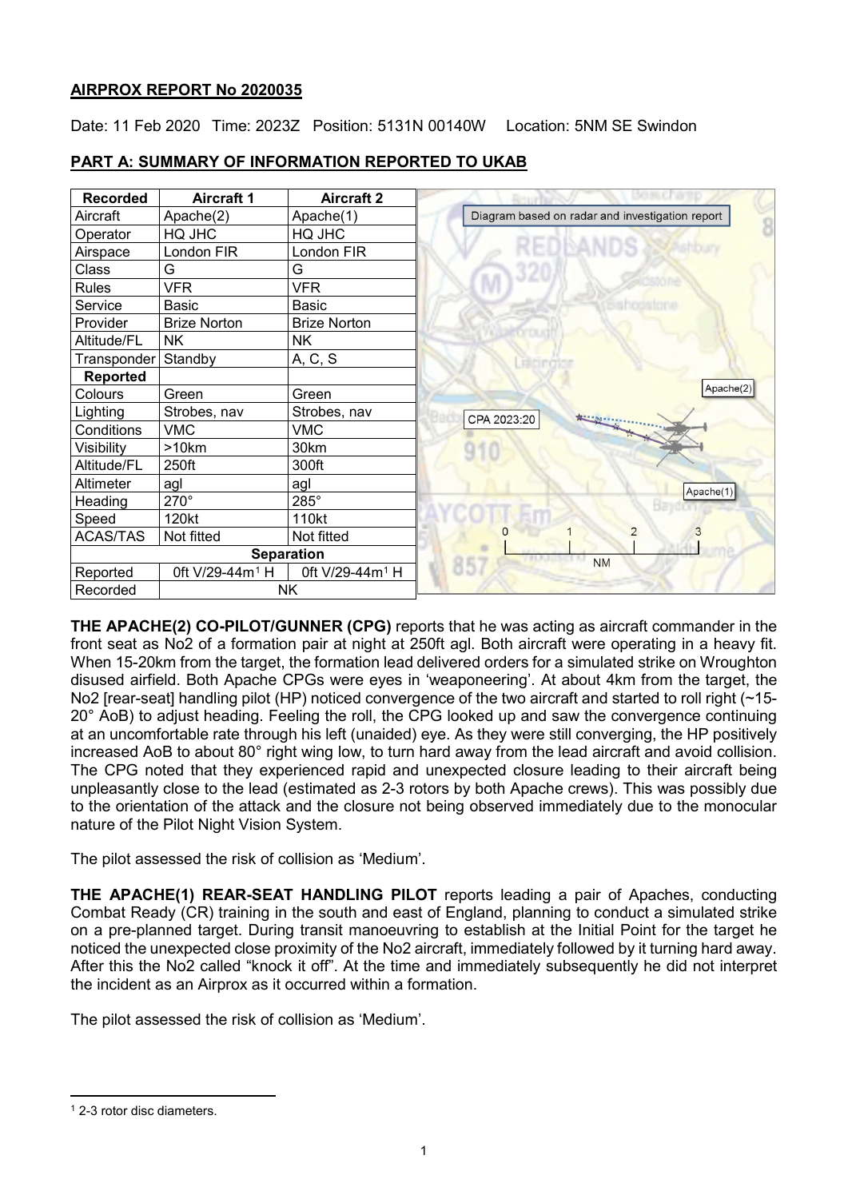## AIRPROX REPORT No 2020035

Date: 11 Feb 2020 Time: 2023Z Position: 5131N 00140W Location: 5NM SE Swindon

## PART A: SUMMARY OF INFORMATION REPORTED TO UKAB

| Recorded | Aircraft 1 | Aircraft 2 |
|---|---|---|
| Aircraft | Apache(2) | Apache(1) |
| Operator | HQ JHC | HQ JHC |
| Airspace | London FIR | London FIR |
| Class | G | G |
| Rules | VFR | VFR |
| Service | Basic | Basic |
| Provider | Brize Norton | Brize Norton |
| Altitude/FL | NK | NK |
| Transponder | Standby | A, C, S |
| **Reported** | | |
| Colours | Green | Green |
| Lighting | Strobes, nav | Strobes, nav |
| Conditions | VMC | VMC |
| Visibility | >10km | 30km |
| Altitude/FL | 250ft | 300ft |
| Altimeter | agl | agl |
| Heading | 270° | 285° |
| Speed | 120kt | 110kt |
| ACAS/TAS | Not fitted | Not fitted |
| **Separation** | | |
| Reported | 0ft V/29-44m[1] H | 0ft V/29-44m[1] H |
| Recorded | NK | |

Diagram based on radar and investigation report

CPA 2023:20

**THE APACHE(2) CO-PILOT/GUNNER (CPG)** reports that he was acting as aircraft commander in the front seat as No2 of a formation pair at night at 250ft agl. Both aircraft were operating in a heavy fit. When 15-20km from the target, the formation lead delivered orders for a simulated strike on Wroughton disused airfield. Both Apache CPGs were eyes in 'weaponeering'. At about 4km from the target, the No2 [rear-seat] handling pilot (HP) noticed convergence of the two aircraft and started to roll right (~15-20° AoB) to adjust heading. Feeling the roll, the CPG looked up and saw the convergence continuing at an uncomfortable rate through his left (unaided) eye. As they were still converging, the HP positively increased AoB to about 80° right wing low, to turn hard away from the lead aircraft and avoid collision. The CPG noted that they experienced rapid and unexpected closure leading to their aircraft being unpleasantly close to the lead (estimated as 2-3 rotors by both Apache crews). This was possibly due to the orientation of the attack and the closure not being observed immediately due to the monocular nature of the Pilot Night Vision System.

The pilot assessed the risk of collision as 'Medium'.

**THE APACHE(1) REAR-SEAT HANDLING PILOT** reports leading a pair of Apaches, conducting Combat Ready (CR) training in the south and east of England, planning to conduct a simulated strike on a pre-planned target. During transit manoeuvring to establish at the Initial Point for the target he noticed the unexpected close proximity of the No2 aircraft, immediately followed by it turning hard away. After this the No2 called "knock it off". At the time and immediately subsequently he did not interpret the incident as an Airprox as it occurred within a formation.

The pilot assessed the risk of collision as 'Medium'.

[1] 2-3 rotor disc diameters.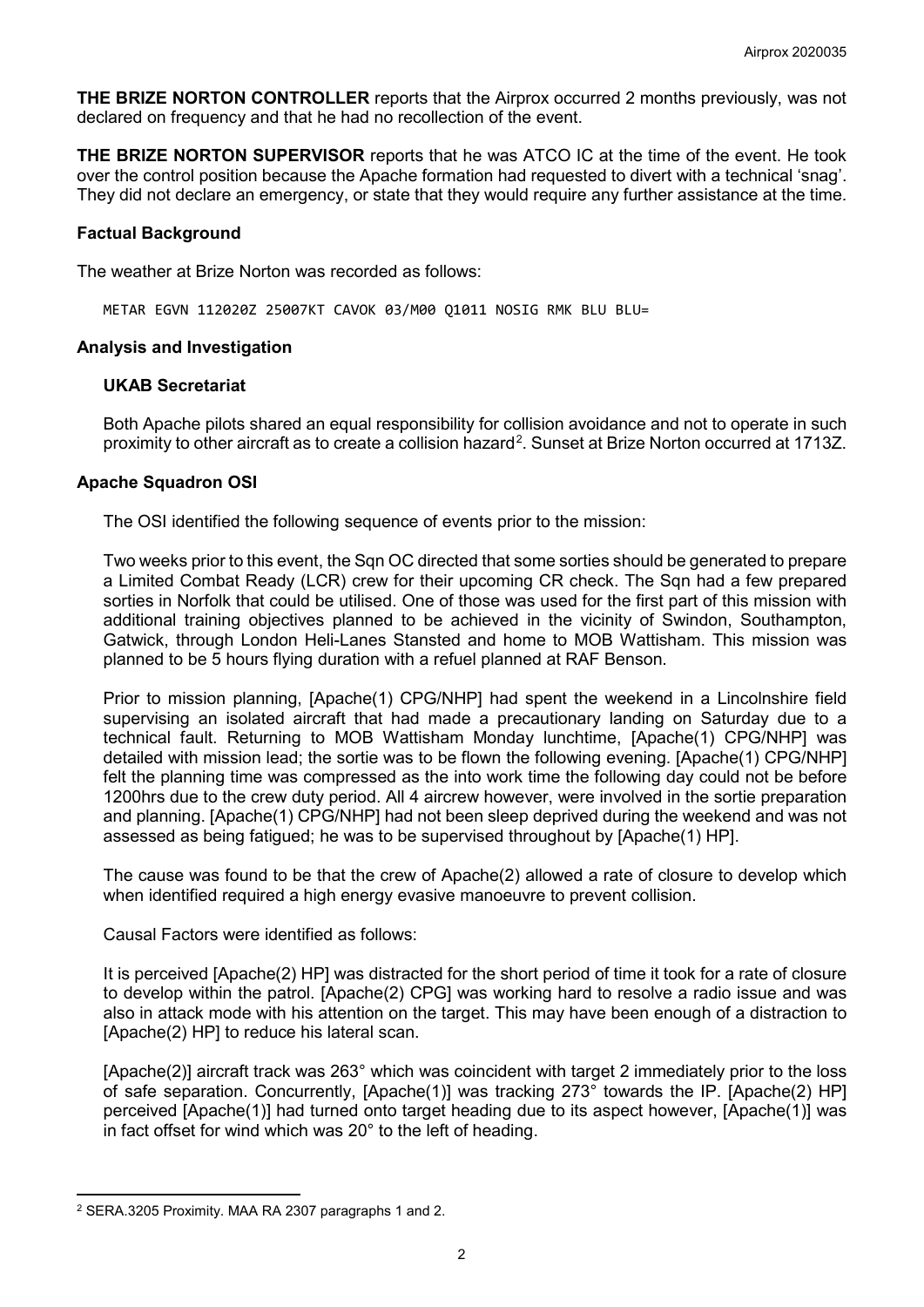**THE BRIZE NORTON CONTROLLER** reports that the Airprox occurred 2 months previously, was not declared on frequency and that he had no recollection of the event.

**THE BRIZE NORTON SUPERVISOR** reports that he was ATCO IC at the time of the event. He took over the control position because the Apache formation had requested to divert with a technical 'snag'. They did not declare an emergency, or state that they would require any further assistance at the time.

### Factual Background

The weather at Brize Norton was recorded as follows:

```
METAR EGVN 112020Z 25007KT CAVOK 03/M00 Q1011 NOSIG RMK BLU BLU=
```

### Analysis and Investigation

#### UKAB Secretariat

Both Apache pilots shared an equal responsibility for collision avoidance and not to operate in such proximity to other aircraft as to create a collision hazard[2]. Sunset at Brize Norton occurred at 1713Z.

#### Apache Squadron OSI

The OSI identified the following sequence of events prior to the mission:

Two weeks prior to this event, the Sqn OC directed that some sorties should be generated to prepare a Limited Combat Ready (LCR) crew for their upcoming CR check. The Sqn had a few prepared sorties in Norfolk that could be utilised. One of those was used for the first part of this mission with additional training objectives planned to be achieved in the vicinity of Swindon, Southampton, Gatwick, through London Heli-Lanes Stansted and home to MOB Wattisham. This mission was planned to be 5 hours flying duration with a refuel planned at RAF Benson.

Prior to mission planning, [Apache(1) CPG/NHP] had spent the weekend in a Lincolnshire field supervising an isolated aircraft that had made a precautionary landing on Saturday due to a technical fault. Returning to MOB Wattisham Monday lunchtime, [Apache(1) CPG/NHP] was detailed with mission lead; the sortie was to be flown the following evening. [Apache(1) CPG/NHP] felt the planning time was compressed as the into work time the following day could not be before 1200hrs due to the crew duty period. All 4 aircrew however, were involved in the sortie preparation and planning. [Apache(1) CPG/NHP] had not been sleep deprived during the weekend and was not assessed as being fatigued; he was to be supervised throughout by [Apache(1) HP].

The cause was found to be that the crew of Apache(2) allowed a rate of closure to develop which when identified required a high energy evasive manoeuvre to prevent collision.

Causal Factors were identified as follows:

It is perceived [Apache(2) HP] was distracted for the short period of time it took for a rate of closure to develop within the patrol. [Apache(2) CPG] was working hard to resolve a radio issue and was also in attack mode with his attention on the target. This may have been enough of a distraction to [Apache(2) HP] to reduce his lateral scan.

[Apache(2)] aircraft track was 263° which was coincident with target 2 immediately prior to the loss of safe separation. Concurrently, [Apache(1)] was tracking 273° towards the IP. [Apache(2) HP] perceived [Apache(1)] had turned onto target heading due to its aspect however, [Apache(1)] was in fact offset for wind which was 20° to the left of heading.

---

[2] SERA.3205 Proximity. MAA RA 2307 paragraphs 1 and 2.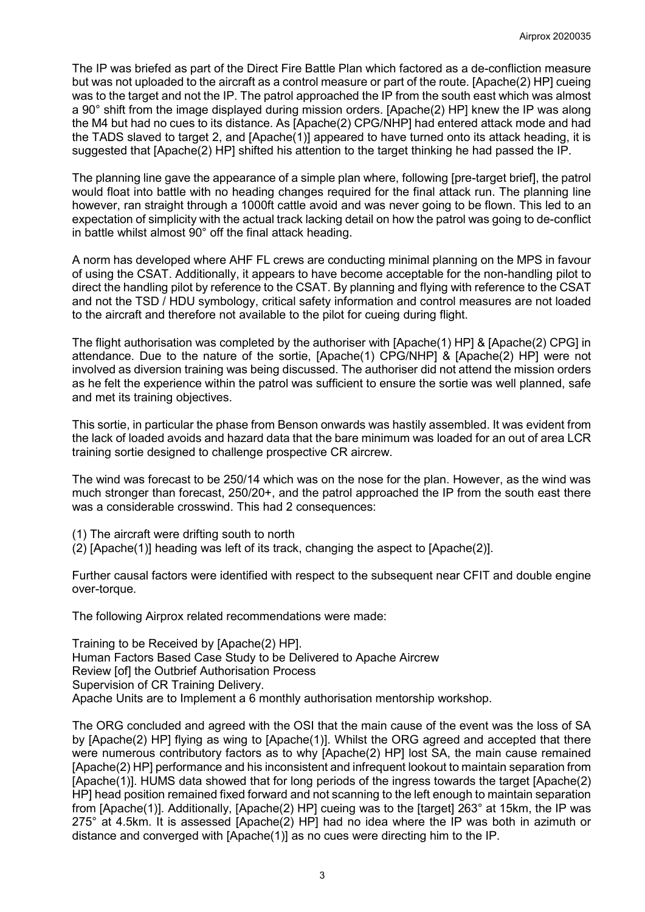The IP was briefed as part of the Direct Fire Battle Plan which factored as a de-confliction measure but was not uploaded to the aircraft as a control measure or part of the route. [Apache(2) HP] cueing was to the target and not the IP. The patrol approached the IP from the south east which was almost a 90° shift from the image displayed during mission orders. [Apache(2) HP] knew the IP was along the M4 but had no cues to its distance. As [Apache(2) CPG/NHP] had entered attack mode and had the TADS slaved to target 2, and [Apache(1)] appeared to have turned onto its attack heading, it is suggested that [Apache(2) HP] shifted his attention to the target thinking he had passed the IP.

The planning line gave the appearance of a simple plan where, following [pre-target brief], the patrol would float into battle with no heading changes required for the final attack run. The planning line however, ran straight through a 1000ft cattle avoid and was never going to be flown. This led to an expectation of simplicity with the actual track lacking detail on how the patrol was going to de-conflict in battle whilst almost 90° off the final attack heading.

A norm has developed where AHF FL crews are conducting minimal planning on the MPS in favour of using the CSAT. Additionally, it appears to have become acceptable for the non-handling pilot to direct the handling pilot by reference to the CSAT. By planning and flying with reference to the CSAT and not the TSD / HDU symbology, critical safety information and control measures are not loaded to the aircraft and therefore not available to the pilot for cueing during flight.

The flight authorisation was completed by the authoriser with [Apache(1) HP] & [Apache(2) CPG] in attendance. Due to the nature of the sortie, [Apache(1) CPG/NHP] & [Apache(2) HP] were not involved as diversion training was being discussed. The authoriser did not attend the mission orders as he felt the experience within the patrol was sufficient to ensure the sortie was well planned, safe and met its training objectives.

This sortie, in particular the phase from Benson onwards was hastily assembled. It was evident from the lack of loaded avoids and hazard data that the bare minimum was loaded for an out of area LCR training sortie designed to challenge prospective CR aircrew.

The wind was forecast to be 250/14 which was on the nose for the plan. However, as the wind was much stronger than forecast, 250/20+, and the patrol approached the IP from the south east there was a considerable crosswind. This had 2 consequences:

(1) The aircraft were drifting south to north
(2) [Apache(1)] heading was left of its track, changing the aspect to [Apache(2)].

Further causal factors were identified with respect to the subsequent near CFIT and double engine over-torque.

The following Airprox related recommendations were made:

Training to be Received by [Apache(2) HP].
Human Factors Based Case Study to be Delivered to Apache Aircrew
Review [of] the Outbrief Authorisation Process
Supervision of CR Training Delivery.
Apache Units are to Implement a 6 monthly authorisation mentorship workshop.

The ORG concluded and agreed with the OSI that the main cause of the event was the loss of SA by [Apache(2) HP] flying as wing to [Apache(1)]. Whilst the ORG agreed and accepted that there were numerous contributory factors as to why [Apache(2) HP] lost SA, the main cause remained [Apache(2) HP] performance and his inconsistent and infrequent lookout to maintain separation from [Apache(1)]. HUMS data showed that for long periods of the ingress towards the target [Apache(2) HP] head position remained fixed forward and not scanning to the left enough to maintain separation from [Apache(1)]. Additionally, [Apache(2) HP] cueing was to the [target] 263° at 15km, the IP was 275° at 4.5km. It is assessed [Apache(2) HP] had no idea where the IP was both in azimuth or distance and converged with [Apache(1)] as no cues were directing him to the IP.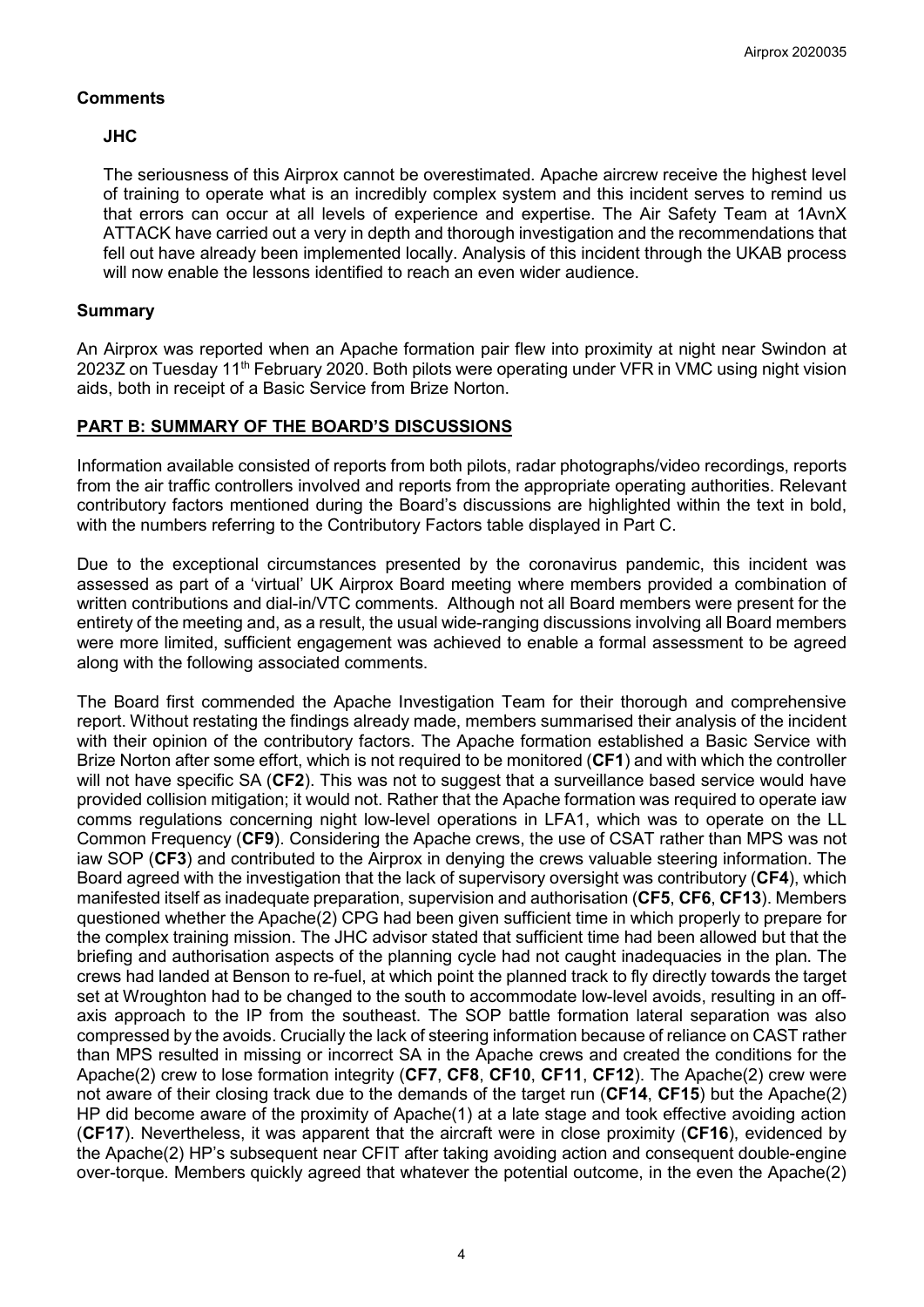## Comments

### JHC

The seriousness of this Airprox cannot be overestimated. Apache aircrew receive the highest level of training to operate what is an incredibly complex system and this incident serves to remind us that errors can occur at all levels of experience and expertise. The Air Safety Team at 1AvnX ATTACK have carried out a very in depth and thorough investigation and the recommendations that fell out have already been implemented locally. Analysis of this incident through the UKAB process will now enable the lessons identified to reach an even wider audience.

## Summary

An Airprox was reported when an Apache formation pair flew into proximity at night near Swindon at 2023Z on Tuesday 11th February 2020. Both pilots were operating under VFR in VMC using night vision aids, both in receipt of a Basic Service from Brize Norton.

## PART B: SUMMARY OF THE BOARD'S DISCUSSIONS

Information available consisted of reports from both pilots, radar photographs/video recordings, reports from the air traffic controllers involved and reports from the appropriate operating authorities. Relevant contributory factors mentioned during the Board's discussions are highlighted within the text in bold, with the numbers referring to the Contributory Factors table displayed in Part C.

Due to the exceptional circumstances presented by the coronavirus pandemic, this incident was assessed as part of a 'virtual' UK Airprox Board meeting where members provided a combination of written contributions and dial-in/VTC comments. Although not all Board members were present for the entirety of the meeting and, as a result, the usual wide-ranging discussions involving all Board members were more limited, sufficient engagement was achieved to enable a formal assessment to be agreed along with the following associated comments.

The Board first commended the Apache Investigation Team for their thorough and comprehensive report. Without restating the findings already made, members summarised their analysis of the incident with their opinion of the contributory factors. The Apache formation established a Basic Service with Brize Norton after some effort, which is not required to be monitored (**CF1**) and with which the controller will not have specific SA (**CF2**). This was not to suggest that a surveillance based service would have provided collision mitigation; it would not. Rather that the Apache formation was required to operate iaw comms regulations concerning night low-level operations in LFA1, which was to operate on the LL Common Frequency (**CF9**). Considering the Apache crews, the use of CSAT rather than MPS was not iaw SOP (**CF3**) and contributed to the Airprox in denying the crews valuable steering information. The Board agreed with the investigation that the lack of supervisory oversight was contributory (**CF4**), which manifested itself as inadequate preparation, supervision and authorisation (**CF5**, **CF6**, **CF13**). Members questioned whether the Apache(2) CPG had been given sufficient time in which properly to prepare for the complex training mission. The JHC advisor stated that sufficient time had been allowed but that the briefing and authorisation aspects of the planning cycle had not caught inadequacies in the plan. The crews had landed at Benson to re-fuel, at which point the planned track to fly directly towards the target set at Wroughton had to be changed to the south to accommodate low-level avoids, resulting in an off-axis approach to the IP from the southeast. The SOP battle formation lateral separation was also compressed by the avoids. Crucially the lack of steering information because of reliance on CAST rather than MPS resulted in missing or incorrect SA in the Apache crews and created the conditions for the Apache(2) crew to lose formation integrity (**CF7**, **CF8**, **CF10**, **CF11**, **CF12**). The Apache(2) crew were not aware of their closing track due to the demands of the target run (**CF14**, **CF15**) but the Apache(2) HP did become aware of the proximity of Apache(1) at a late stage and took effective avoiding action (**CF17**). Nevertheless, it was apparent that the aircraft were in close proximity (**CF16**), evidenced by the Apache(2) HP's subsequent near CFIT after taking avoiding action and consequent double-engine over-torque. Members quickly agreed that whatever the potential outcome, in the even the Apache(2)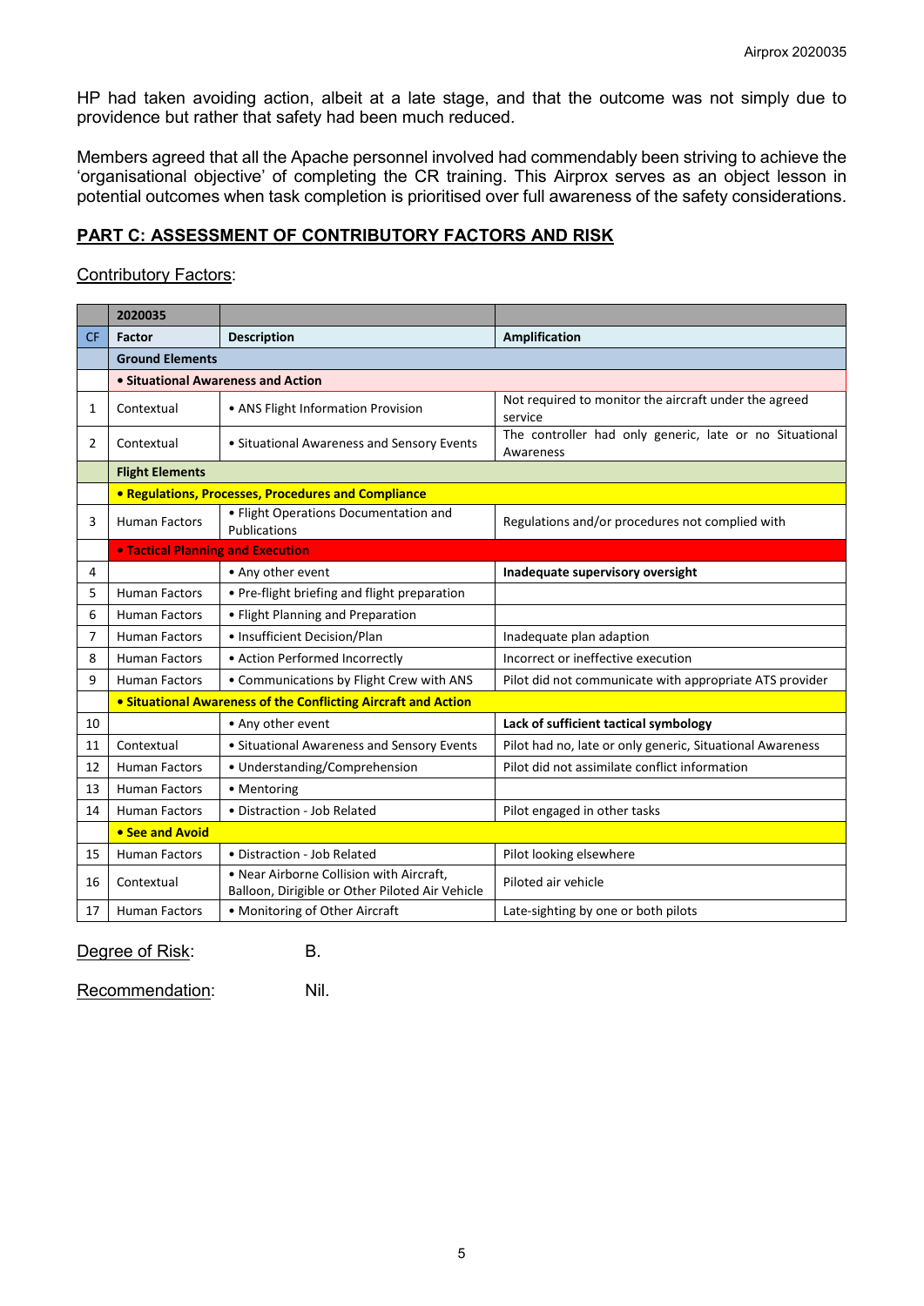HP had taken avoiding action, albeit at a late stage, and that the outcome was not simply due to providence but rather that safety had been much reduced.

Members agreed that all the Apache personnel involved had commendably been striving to achieve the 'organisational objective' of completing the CR training. This Airprox serves as an object lesson in potential outcomes when task completion is prioritised over full awareness of the safety considerations.

## PART C: ASSESSMENT OF CONTRIBUTORY FACTORS AND RISK

Contributory Factors:

| | 2020035 | | |
|---|---|---|---|
| CF | Factor | Description | Amplification |
| | **Ground Elements** | | |
| | **• Situational Awareness and Action** | | |
| 1 | Contextual | • ANS Flight Information Provision | Not required to monitor the aircraft under the agreed service |
| 2 | Contextual | • Situational Awareness and Sensory Events | The controller had only generic, late or no Situational Awareness |
| | **Flight Elements** | | |
| | **• Regulations, Processes, Procedures and Compliance** | | |
| 3 | Human Factors | • Flight Operations Documentation and Publications | Regulations and/or procedures not complied with |
| | **• Tactical Planning and Execution** | | |
| 4 | | • Any other event | **Inadequate supervisory oversight** |
| 5 | Human Factors | • Pre-flight briefing and flight preparation | |
| 6 | Human Factors | • Flight Planning and Preparation | |
| 7 | Human Factors | • Insufficient Decision/Plan | Inadequate plan adaption |
| 8 | Human Factors | • Action Performed Incorrectly | Incorrect or ineffective execution |
| 9 | Human Factors | • Communications by Flight Crew with ANS | Pilot did not communicate with appropriate ATS provider |
| | **• Situational Awareness of the Conflicting Aircraft and Action** | | |
| 10 | | • Any other event | **Lack of sufficient tactical symbology** |
| 11 | Contextual | • Situational Awareness and Sensory Events | Pilot had no, late or only generic, Situational Awareness |
| 12 | Human Factors | • Understanding/Comprehension | Pilot did not assimilate conflict information |
| 13 | Human Factors | • Mentoring | |
| 14 | Human Factors | • Distraction - Job Related | Pilot engaged in other tasks |
| | **• See and Avoid** | | |
| 15 | Human Factors | • Distraction - Job Related | Pilot looking elsewhere |
| 16 | Contextual | • Near Airborne Collision with Aircraft, Balloon, Dirigible or Other Piloted Air Vehicle | Piloted air vehicle |
| 17 | Human Factors | • Monitoring of Other Aircraft | Late-sighting by one or both pilots |

Degree of Risk: B.

Recommendation: Nil.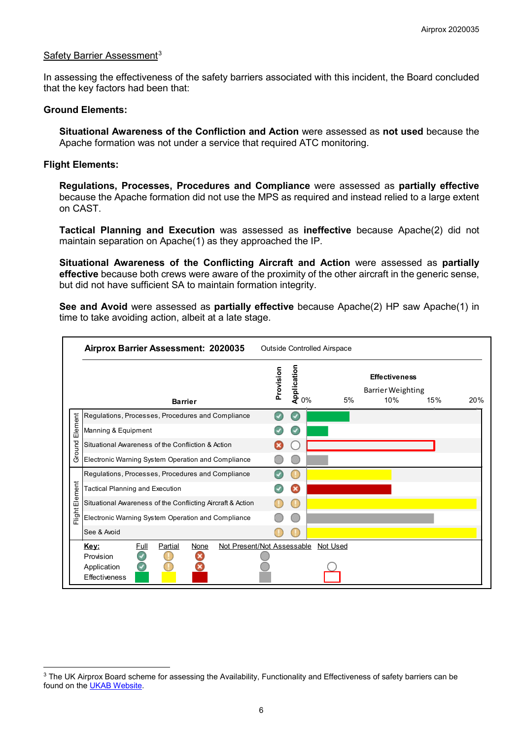## Safety Barrier Assessment[3]

In assessing the effectiveness of the safety barriers associated with this incident, the Board concluded that the key factors had been that:

**Ground Elements:**

**Situational Awareness of the Confliction and Action** were assessed as **not used** because the Apache formation was not under a service that required ATC monitoring.

**Flight Elements:**

**Regulations, Processes, Procedures and Compliance** were assessed as **partially effective** because the Apache formation did not use the MPS as required and instead relied to a large extent on CAST.

**Tactical Planning and Execution** was assessed as **ineffective** because Apache(2) did not maintain separation on Apache(1) as they approached the IP.

**Situational Awareness of the Conflicting Aircraft and Action** were assessed as **partially effective** because both crews were aware of the proximity of the other aircraft in the generic sense, but did not have sufficient SA to maintain formation integrity.

**See and Avoid** were assessed as **partially effective** because Apache(2) HP saw Apache(1) in time to take avoiding action, albeit at a late stage.

**Airprox Barrier Assessment: 2020035**

Outside Controlled Airspace

Barrier

Provision

Application

Effectiveness

Barrier Weighting

0%

5%

10%

15%

20%

Ground Element

Regulations, Processes, Procedures and Compliance

Manning & Equipment

Situational Awareness of the Confliction & Action

Electronic Warning System Operation and Compliance

Flight Element

Regulations, Processes, Procedures and Compliance

Tactical Planning and Execution

Situational Awareness of the Conflicting Aircraft & Action

Electronic Warning System Operation and Compliance

See & Avoid

Key:

Full

Partial

None

Not Present/Not Assessable

Not Used

Provision

Application

Effectiveness

[3] The UK Airprox Board scheme for assessing the Availability, Functionality and Effectiveness of safety barriers can be found on the UKAB Website.